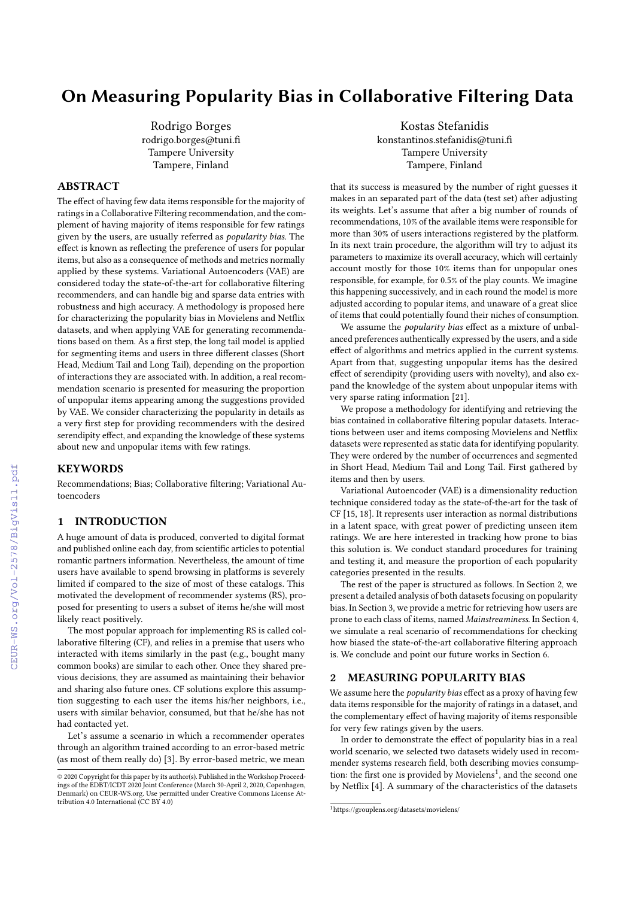# On Measuring Popularity Bias in Collaborative Filtering Data

Rodrigo Borges
rodrigo.borges@tuni.fi
Tampere University
Tampere, Finland

Kostas Stefanidis
konstantinos.stefanidis@tuni.fi
Tampere University
Tampere, Finland

## ABSTRACT

The effect of having few data items responsible for the majority of ratings in a Collaborative Filtering recommendation, and the complement of having majority of items responsible for few ratings given by the users, are usually referred as *popularity bias*. The effect is known as reflecting the preference of users for popular items, but also as a consequence of methods and metrics normally applied by these systems. Variational Autoencoders (VAE) are considered today the state-of-the-art for collaborative filtering recommenders, and can handle big and sparse data entries with robustness and high accuracy. A methodology is proposed here for characterizing the popularity bias in Movielens and Netflix datasets, and when applying VAE for generating recommendations based on them. As a first step, the long tail model is applied for segmenting items and users in three different classes (Short Head, Medium Tail and Long Tail), depending on the proportion of interactions they are associated with. In addition, a real recommendation scenario is presented for measuring the proportion of unpopular items appearing among the suggestions provided by VAE. We consider characterizing the popularity in details as a very first step for providing recommenders with the desired serendipity effect, and expanding the knowledge of these systems about new and unpopular items with few ratings.

## KEYWORDS

Recommendations; Bias; Collaborative filtering; Variational Autoencoders

## 1 INTRODUCTION

A huge amount of data is produced, converted to digital format and published online each day, from scientific articles to potential romantic partners information. Nevertheless, the amount of time users have available to spend browsing in platforms is severely limited if compared to the size of most of these catalogs. This motivated the development of recommender systems (RS), proposed for presenting to users a subset of items he/she will most likely react positively.

The most popular approach for implementing RS is called collaborative filtering (CF), and relies in a premise that users who interacted with items similarly in the past (e.g., bought many common books) are similar to each other. Once they shared previous decisions, they are assumed as maintaining their behavior and sharing also future ones. CF solutions explore this assumption suggesting to each user the items his/her neighbors, i.e., users with similar behavior, consumed, but that he/she has not had contacted yet.

Let's assume a scenario in which a recommender operates through an algorithm trained according to an error-based metric (as most of them really do) [3]. By error-based metric, we mean that its success is measured by the number of right guesses it makes in an separated part of the data (test set) after adjusting its weights. Let's assume that after a big number of rounds of recommendations, 10% of the available items were responsible for more than 30% of users interactions registered by the platform. In its next train procedure, the algorithm will try to adjust its parameters to maximize its overall accuracy, which will certainly account mostly for those 10% items than for unpopular ones responsible, for example, for 0.5% of the play counts. We imagine this happening successively, and in each round the model is more adjusted according to popular items, and unaware of a great slice of items that could potentially found their niches of consumption.

We assume the *popularity bias* effect as a mixture of unbalanced preferences authentically expressed by the users, and a side effect of algorithms and metrics applied in the current systems. Apart from that, suggesting unpopular items has the desired effect of serendipity (providing users with novelty), and also expand the knowledge of the system about unpopular items with very sparse rating information [21].

We propose a methodology for identifying and retrieving the bias contained in collaborative filtering popular datasets. Interactions between user and items composing Movielens and Netflix datasets were represented as static data for identifying popularity. They were ordered by the number of occurrences and segmented in Short Head, Medium Tail and Long Tail. First gathered by items and then by users.

Variational Autoencoder (VAE) is a dimensionality reduction technique considered today as the state-of-the-art for the task of CF [15, 18]. It represents user interaction as normal distributions in a latent space, with great power of predicting unseen item ratings. We are here interested in tracking how prone to bias this solution is. We conduct standard procedures for training and testing it, and measure the proportion of each popularity categories presented in the results.

The rest of the paper is structured as follows. In Section 2, we present a detailed analysis of both datasets focusing on popularity bias. In Section 3, we provide a metric for retrieving how users are prone to each class of items, named *Mainstreaminess*. In Section 4, we simulate a real scenario of recommendations for checking how biased the state-of-the-art collaborative filtering approach is. We conclude and point our future works in Section 6.

## 2 MEASURING POPULARITY BIAS

We assume here the *popularity bias* effect as a proxy of having few data items responsible for the majority of ratings in a dataset, and the complementary effect of having majority of items responsible for very few ratings given by the users.

In order to demonstrate the effect of popularity bias in a real world scenario, we selected two datasets widely used in recommender systems research field, both describing movies consumption: the first one is provided by Movielens[1], and the second one by Netflix [4]. A summary of the characteristics of the datasets

© 2020 Copyright for this paper by its author(s). Published in the Workshop Proceedings of the EDBT/ICDT 2020 Joint Conference (March 30-April 2, 2020, Copenhagen, Denmark) on CEUR-WS.org. Use permitted under Creative Commons License Attribution 4.0 International (CC BY 4.0)

[1]https://grouplens.org/datasets/movielens/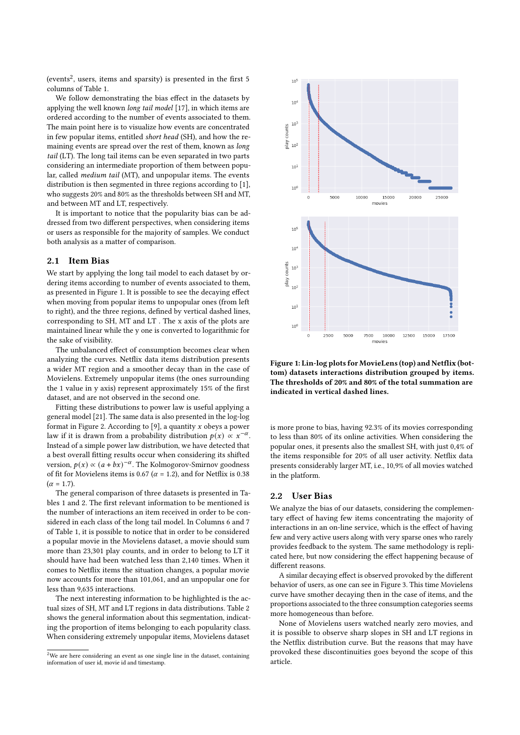(events[2], users, items and sparsity) is presented in the first 5 columns of Table 1.

We follow demonstrating the bias effect in the datasets by applying the well known *long tail model* [17], in which items are ordered according to the number of events associated to them. The main point here is to visualize how events are concentrated in few popular items, entitled *short head* (SH), and how the remaining events are spread over the rest of them, known as *long tail* (LT). The long tail items can be even separated in two parts considering an intermediate proportion of them between popular, called *medium tail* (MT), and unpopular items. The events distribution is then segmented in three regions according to [1], who suggests 20% and 80% as the thresholds between SH and MT, and between MT and LT, respectively.

It is important to notice that the popularity bias can be addressed from two different perspectives, when considering items or users as responsible for the majority of samples. We conduct both analysis as a matter of comparison.

## 2.1 Item Bias

We start by applying the long tail model to each dataset by ordering items according to number of events associated to them, as presented in Figure 1. It is possible to see the decaying effect when moving from popular items to unpopular ones (from left to right), and the three regions, defined by vertical dashed lines, corresponding to SH, MT and LT . The x axis of the plots are maintained linear while the y one is converted to logarithmic for the sake of visibility.

The unbalanced effect of consumption becomes clear when analyzing the curves. Netflix data items distribution presents a wider MT region and a smoother decay than in the case of Movielens. Extremely unpopular items (the ones surrounding the 1 value in y axis) represent approximately 15% of the first dataset, and are not observed in the second one.

Fitting these distributions to power law is useful applying a general model [21]. The same data is also presented in the log-log format in Figure 2. According to [9], a quantity $x$ obeys a power law if it is drawn from a probability distribution $p(x) \propto x^{-\alpha}$. Instead of a simple power law distribution, we have detected that a best overall fitting results occur when considering its shifted version, $p(x) \propto (a + bx)^{-\alpha}$. The Kolmogorov-Smirnov goodness of fit for Movielens items is 0.67 ($\alpha = 1.2$), and for Netflix is 0.38 ($\alpha = 1.7$).

The general comparison of three datasets is presented in Tables 1 and 2. The first relevant information to be mentioned is the number of interactions an item received in order to be considered in each class of the long tail model. In Columns 6 and 7 of Table 1, it is possible to notice that in order to be considered a popular movie in the Movielens dataset, a movie should sum more than 23,301 play counts, and in order to belong to LT it should have had been watched less than 2,140 times. When it comes to Netflix items the situation changes, a popular movie now accounts for more than 101,061, and an unpopular one for less than 9,635 interactions.

The next interesting information to be highlighted is the actual sizes of SH, MT and LT regions in data distributions. Table 2 shows the general information about this segmentation, indicating the proportion of items belonging to each popularity class. When considering extremely unpopular items, Movielens dataset is more prone to bias, having 92.3% of its movies corresponding to less than 80% of its online activities. When considering the popular ones, it presents also the smallest SH, with just 0,4% of the items responsible for 20% of all user activity. Netflix data presents considerably larger MT, i.e., 10,9% of all movies watched in the platform.

[2] We are here considering an event as one single line in the dataset, containing information of user id, movie id and timestamp.

**Figure 1: Lin-log plots for MovieLens (top) and Netflix (bottom) datasets interactions distribution grouped by items. The thresholds of 20% and 80% of the total summation are indicated in vertical dashed lines.**

## 2.2 User Bias

We analyze the bias of our datasets, considering the complementary effect of having few items concentrating the majority of interactions in an on-line service, which is the effect of having few and very active users along with very sparse ones who rarely provides feedback to the system. The same methodology is replicated here, but now considering the effect happening because of different reasons.

A similar decaying effect is observed provoked by the different behavior of users, as one can see in Figure 3. This time Movielens curve have sharp decaying then in the case of items, and the proportions associated to the three consumption categories seems more homogeneous than before.

None of Movielens users watched nearly zero movies, and it is possible to observe sharp slopes in SH and LT regions in the Netflix distribution curve. But the reasons that may have provoked these discontinuities goes beyond the scope of this article.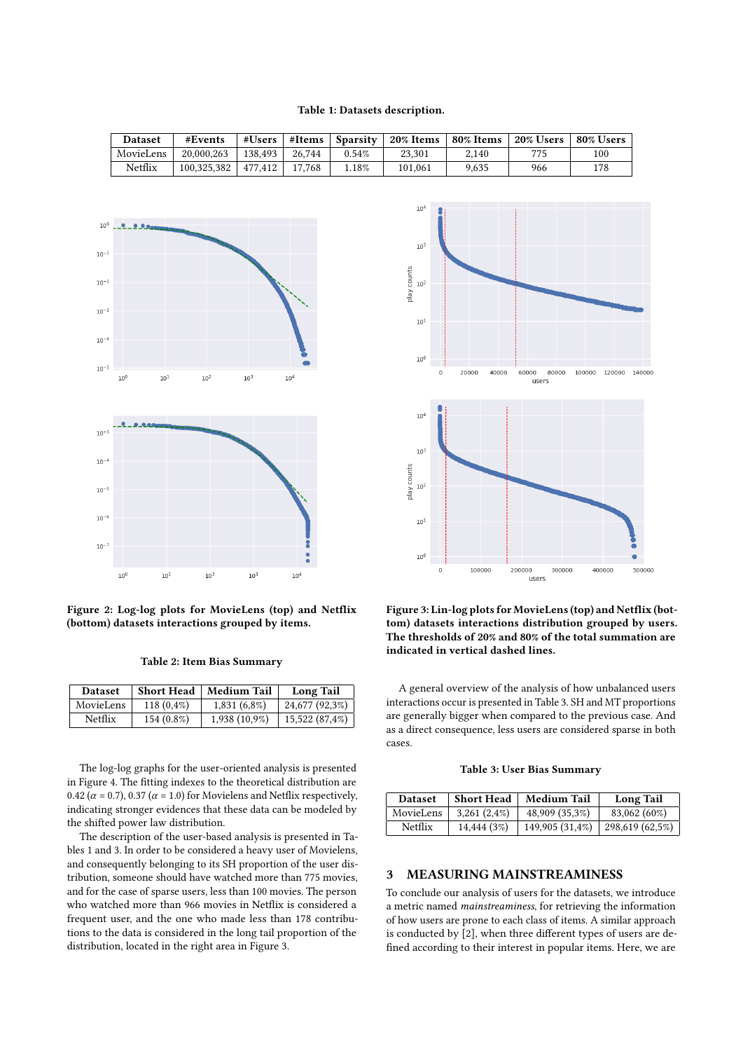Table 1: Datasets description.

| Dataset | #Events | #Users | #Items | Sparsity | 20% Items | 80% Items | 20% Users | 80% Users |
|---|---|---|---|---|---|---|---|---|
| MovieLens | 20,000,263 | 138,493 | 26,744 | 0.54% | 23,301 | 2,140 | 775 | 100 |
| Netflix | 100,325,382 | 477,412 | 17,768 | 1.18% | 101,061 | 9,635 | 966 | 178 |

**Figure 2: Log-log plots for MovieLens (top) and Netflix (bottom) datasets interactions grouped by items.**

Table 2: Item Bias Summary

| Dataset | Short Head | Medium Tail | Long Tail |
|---|---|---|---|
| MovieLens | 118 (0,4%) | 1,831 (6,8%) | 24,677 (92,3%) |
| Netflix | 154 (0.8%) | 1,938 (10,9%) | 15,522 (87,4%) |

The log-log graphs for the user-oriented analysis is presented in Figure 4. The fitting indexes to the theoretical distribution are 0.42 ($\alpha = 0.7$), 0.37 ($\alpha = 1.0$) for Movielens and Netflix respectively, indicating stronger evidences that these data can be modeled by the shifted power law distribution.

The description of the user-based analysis is presented in Tables 1 and 3. In order to be considered a heavy user of Movielens, and consequently belonging to its SH proportion of the user distribution, someone should have watched more than 775 movies, and for the case of sparse users, less than 100 movies. The person who watched more than 966 movies in Netflix is considered a frequent user, and the one who made less than 178 contributions to the data is considered in the long tail proportion of the distribution, located in the right area in Figure 3.

**Figure 3: Lin-log plots for MovieLens (top) and Netflix (bottom) datasets interactions distribution grouped by users. The thresholds of 20% and 80% of the total summation are indicated in vertical dashed lines.**

A general overview of the analysis of how unbalanced users interactions occur is presented in Table 3. SH and MT proportions are generally bigger when compared to the previous case. And as a direct consequence, less users are considered sparse in both cases.

Table 3: User Bias Summary

| Dataset | Short Head | Medium Tail | Long Tail |
|---|---|---|---|
| MovieLens | 3,261 (2,4%) | 48,909 (35,3%) | 83,062 (60%) |
| Netflix | 14,444 (3%) | 149,905 (31,4%) | 298,619 (62,5%) |

## 3 MEASURING MAINSTREAMINESS

To conclude our analysis of users for the datasets, we introduce a metric named *mainstreaminess*, for retrieving the information of how users are prone to each class of items. A similar approach is conducted by [2], when three different types of users are defined according to their interest in popular items. Here, we are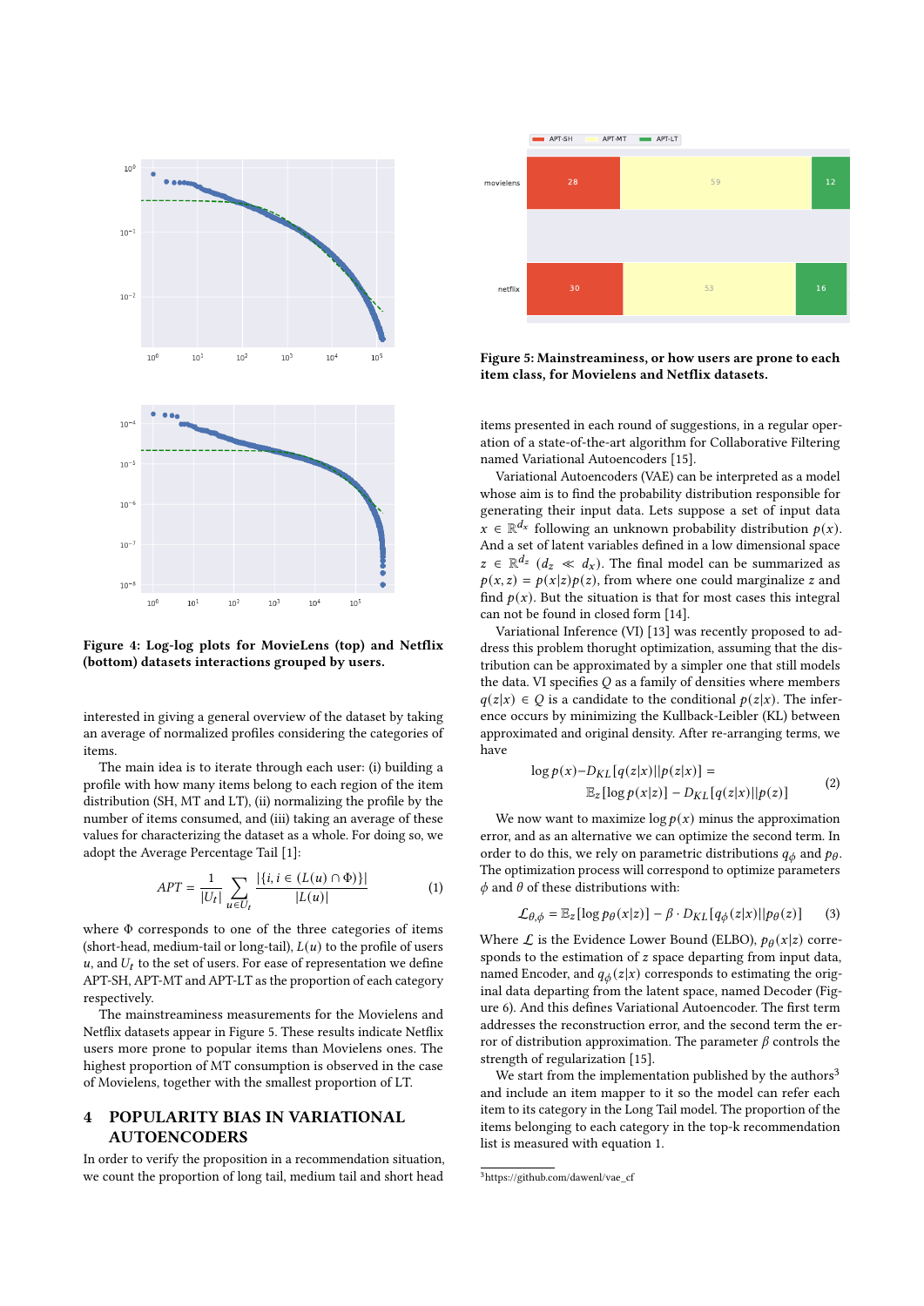Figure 4: Log-log plots for MovieLens (top) and Netflix (bottom) datasets interactions grouped by users.

interested in giving a general overview of the dataset by taking an average of normalized profiles considering the categories of items.

The main idea is to iterate through each user: (i) building a profile with how many items belong to each region of the item distribution (SH, MT and LT), (ii) normalizing the profile by the number of items consumed, and (iii) taking an average of these values for characterizing the dataset as a whole. For doing so, we adopt the Average Percentage Tail [1]:

$$APT = \frac{1}{|U_t|} \sum_{u \in U_t} \frac{|\{i, i \in (L(u) \cap \Phi)\}|}{|L(u)|} \tag{1}$$

where $\Phi$ corresponds to one of the three categories of items (short-head, medium-tail or long-tail), $L(u)$ to the profile of users $u$, and $U_t$ to the set of users. For ease of representation we define APT-SH, APT-MT and APT-LT as the proportion of each category respectively.

The mainstreaminess measurements for the Movielens and Netflix datasets appear in Figure 5. These results indicate Netflix users more prone to popular items than Movielens ones. The highest proportion of MT consumption is observed in the case of Movielens, together with the smallest proportion of LT.

## 4 POPULARITY BIAS IN VARIATIONAL AUTOENCODERS

In order to verify the proposition in a recommendation situation, we count the proportion of long tail, medium tail and short head

Figure 5: Mainstreaminess, or how users are prone to each item class, for Movielens and Netflix datasets.

items presented in each round of suggestions, in a regular operation of a state-of-the-art algorithm for Collaborative Filtering named Variational Autoencoders [15].

Variational Autoencoders (VAE) can be interpreted as a model whose aim is to find the probability distribution responsible for generating their input data. Lets suppose a set of input data $x \in \mathbb{R}^{d_x}$ following an unknown probability distribution $p(x)$. And a set of latent variables defined in a low dimensional space $z \in \mathbb{R}^{d_z}$ ($d_z \ll d_x$). The final model can be summarized as $p(x, z) = p(x|z)p(z)$, from where one could marginalize $z$ and find $p(x)$. But the situation is that for most cases this integral can not be found in closed form [14].

Variational Inference (VI) [13] was recently proposed to address this problem thorught optimization, assuming that the distribution can be approximated by a simpler one that still models the data. VI specifies $Q$ as a family of densities where members $q(z|x) \in Q$ is a candidate to the conditional $p(z|x)$. The inference occurs by minimizing the Kullback-Leibler (KL) between approximated and original density. After re-arranging terms, we have

$$\log p(x) - D_{KL}[q(z|x)||p(z|x)] = \mathbb{E}_z[\log p(x|z)] - D_{KL}[q(z|x)||p(z)] \tag{2}$$

We now want to maximize $\log p(x)$ minus the approximation error, and as an alternative we can optimize the second term. In order to do this, we rely on parametric distributions $q_\phi$ and $p_\theta$. The optimization process will correspond to optimize parameters $\phi$ and $\theta$ of these distributions with:

$$\mathcal{L}_{\theta,\phi} = \mathbb{E}_z[\log p_\theta(x|z)] - \beta \cdot D_{KL}[q_\phi(z|x)||p_\theta(z)] \tag{3}$$

Where $\mathcal{L}$ is the Evidence Lower Bound (ELBO), $p_\theta(x|z)$ corresponds to the estimation of $z$ space departing from input data, named Encoder, and $q_\phi(z|x)$ corresponds to estimating the original data departing from the latent space, named Decoder (Figure 6). And this defines Variational Autoencoder. The first term addresses the reconstruction error, and the second term the error of distribution approximation. The parameter $\beta$ controls the strength of regularization [15].

We start from the implementation published by the authors[3] and include an item mapper to it so the model can refer each item to its category in the Long Tail model. The proportion of the items belonging to each category in the top-k recommendation list is measured with equation 1.

[3] https://github.com/dawenl/vae_cf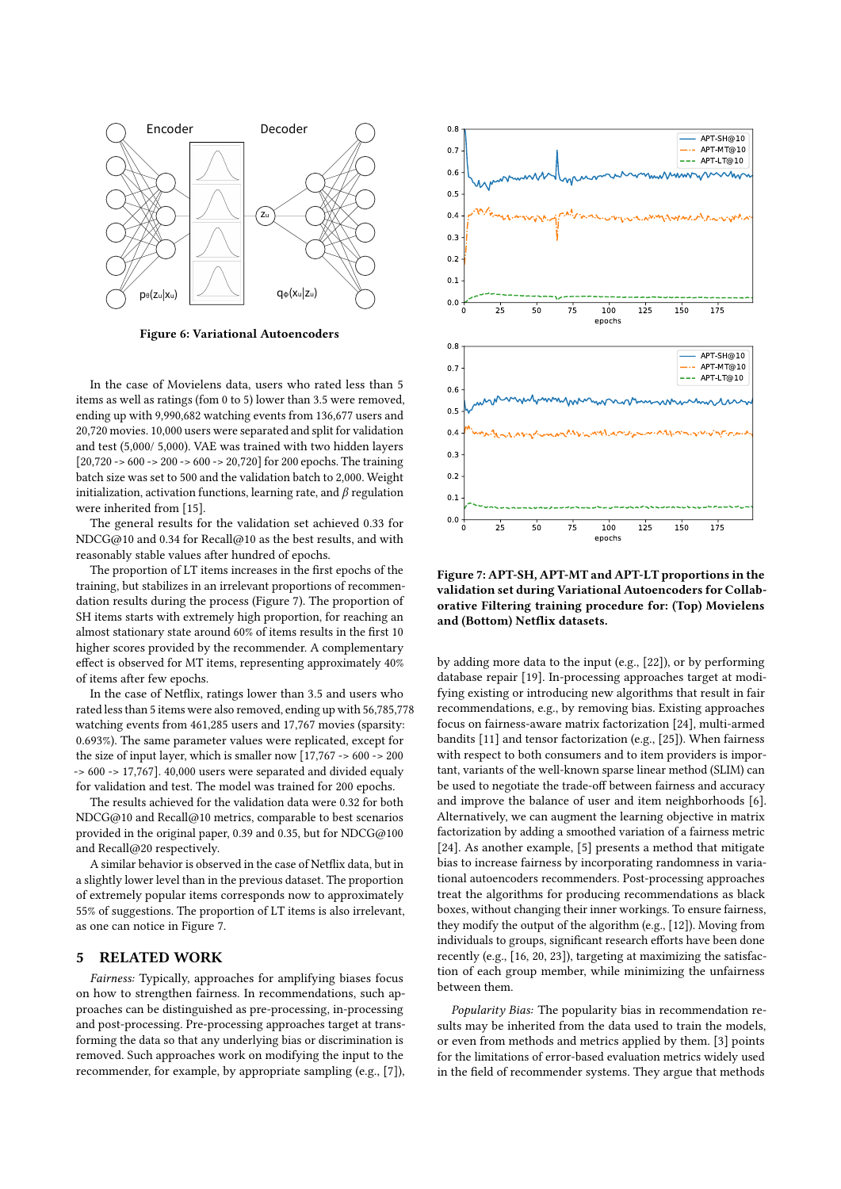Figure 6: Variational Autoencoders

In the case of Movielens data, users who rated less than 5 items as well as ratings (fom 0 to 5) lower than 3.5 were removed, ending up with 9,990,682 watching events from 136,677 users and 20,720 movies. 10,000 users were separated and split for validation and test (5,000/ 5,000). VAE was trained with two hidden layers [20,720 -> 600 -> 200 -> 600 -> 20,720] for 200 epochs. The training batch size was set to 500 and the validation batch to 2,000. Weight initialization, activation functions, learning rate, and $\beta$ regulation were inherited from [15].

The general results for the validation set achieved 0.33 for NDCG@10 and 0.34 for Recall@10 as the best results, and with reasonably stable values after hundred of epochs.

The proportion of LT items increases in the first epochs of the training, but stabilizes in an irrelevant proportions of recommendation results during the process (Figure 7). The proportion of SH items starts with extremely high proportion, for reaching an almost stationary state around 60% of items results in the first 10 higher scores provided by the recommender. A complementary effect is observed for MT items, representing approximately 40% of items after few epochs.

In the case of Netflix, ratings lower than 3.5 and users who rated less than 5 items were also removed, ending up with 56,785,778 watching events from 461,285 users and 17,767 movies (sparsity: 0.693%). The same parameter values were replicated, except for the size of input layer, which is smaller now [17,767 -> 600 -> 200 -> 600 -> 17,767]. 40,000 users were separated and divided equaly for validation and test. The model was trained for 200 epochs.

The results achieved for the validation data were 0.32 for both NDCG@10 and Recall@10 metrics, comparable to best scenarios provided in the original paper, 0.39 and 0.35, but for NDCG@100 and Recall@20 respectively.

A similar behavior is observed in the case of Netflix data, but in a slightly lower level than in the previous dataset. The proportion of extremely popular items corresponds now to approximately 55% of suggestions. The proportion of LT items is also irrelevant, as one can notice in Figure 7.

**Figure 7: APT-SH, APT-MT and APT-LT proportions in the validation set during Variational Autoencoders for Collaborative Filtering training procedure for: (Top) Movielens and (Bottom) Netflix datasets.**

## 5 RELATED WORK

*Fairness:* Typically, approaches for amplifying biases focus on how to strengthen fairness. In recommendations, such approaches can be distinguished as pre-processing, in-processing and post-processing. Pre-processing approaches target at transforming the data so that any underlying bias or discrimination is removed. Such approaches work on modifying the input to the recommender, for example, by appropriate sampling (e.g., [7]), by adding more data to the input (e.g., [22]), or by performing database repair [19]. In-processing approaches target at modifying existing or introducing new algorithms that result in fair recommendations, e.g., by removing bias. Existing approaches focus on fairness-aware matrix factorization [24], multi-armed bandits [11] and tensor factorization (e.g., [25]). When fairness with respect to both consumers and to item providers is important, variants of the well-known sparse linear method (SLIM) can be used to negotiate the trade-off between fairness and accuracy and improve the balance of user and item neighborhoods [6]. Alternatively, we can augment the learning objective in matrix factorization by adding a smoothed variation of a fairness metric [24]. As another example, [5] presents a method that mitigate bias to increase fairness by incorporating randomness in variational autoencoders recommenders. Post-processing approaches treat the algorithms for producing recommendations as black boxes, without changing their inner workings. To ensure fairness, they modify the output of the algorithm (e.g., [12]). Moving from individuals to groups, significant research efforts have been done recently (e.g., [16, 20, 23]), targeting at maximizing the satisfaction of each group member, while minimizing the unfairness between them.

*Popularity Bias:* The popularity bias in recommendation results may be inherited from the data used to train the models, or even from methods and metrics applied by them. [3] points for the limitations of error-based evaluation metrics widely used in the field of recommender systems. They argue that methods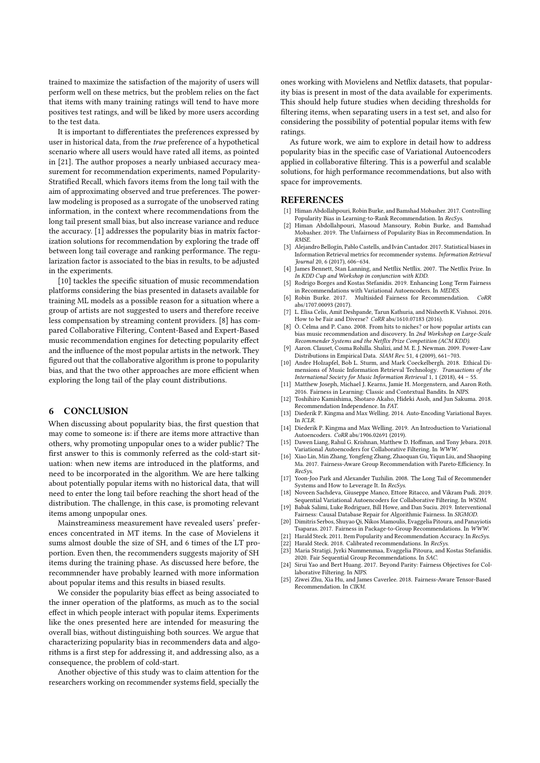trained to maximize the satisfaction of the majority of users will perform well on these metrics, but the problem relies on the fact that items with many training ratings will tend to have more positives test ratings, and will be liked by more users according to the test data.

It is important to differentiates the preferences expressed by user in historical data, from the *true* preference of a hypothetical scenario where all users would have rated all items, as pointed in [21]. The author proposes a nearly unbiased accuracy measurement for recommendation experiments, named Popularity-Stratified Recall, which favors items from the long tail with the aim of approximating observed and true preferences. The power-law modeling is proposed as a surrogate of the unobserved rating information, in the context where recommendations from the long tail present small bias, but also increase variance and reduce the accuracy. [1] addresses the popularity bias in matrix factorization solutions for recommendation by exploring the trade off between long tail coverage and ranking performance. The regularization factor is associated to the bias in results, to be adjusted in the experiments.

[10] tackles the specific situation of music recommendation platforms considering the bias presented in datasets available for training ML models as a possible reason for a situation where a group of artists are not suggested to users and therefore receive less compensation by streaming content providers. [8] has compared Collaborative Filtering, Content-Based and Expert-Based music recommendation engines for detecting popularity effect and the influence of the most popular artists in the network. They figured out that the collaborative algorithm is prone to popularity bias, and that the two other approaches are more efficient when exploring the long tail of the play count distributions.

## 6 CONCLUSION

When discussing about popularity bias, the first question that may come to someone is: if there are items more attractive than others, why promoting unpopular ones to a wider public? The first answer to this is commonly referred as the cold-start situation: when new items are introduced in the platforms, and need to be incorporated in the algorithm. We are here talking about potentially popular items with no historical data, that will need to enter the long tail before reaching the short head of the distribution. The challenge, in this case, is promoting relevant items among unpopular ones.

Mainstreaminess measurement have revealed users' preferences concentrated in MT items. In the case of Movielens it sums almost double the size of SH, and 6 times of the LT proportion. Even then, the recommenders suggests majority of SH items during the training phase. As discussed here before, the recommnender have probably learned with more information about popular items and this results in biased results.

We consider the popularity bias effect as being associated to the inner operation of the platforms, as much as to the social effect in which people interact with popular items. Experiments like the ones presented here are intended for measuring the overall bias, without distinguishing both sources. We argue that characterizing popularity bias in recommenders data and algorithms is a first step for addressing it, and addressing also, as a consequence, the problem of cold-start.

Another objective of this study was to claim attention for the researchers working on recommender systems field, specially the ones working with Movielens and Netflix datasets, that popularity bias is present in most of the data available for experiments. This should help future studies when deciding thresholds for filtering items, when separating users in a test set, and also for considering the possibility of potential popular items with few ratings.

As future work, we aim to explore in detail how to address popularity bias in the specific case of Variational Autoencoders applied in collaborative filtering. This is a powerful and scalable solutions, for high performance recommendations, but also with space for improvements.

## REFERENCES

- [1] Himan Abdollahpouri, Robin Burke, and Bamshad Mobasher. 2017. Controlling Popularity Bias in Learning-to-Rank Recommendation. In *RecSys*.
- [2] Himan Abdollahpouri, Masoud Mansoury, Robin Burke, and Bamshad Mobasher. 2019. The Unfairness of Popularity Bias in Recommendation. In *RMSE*.
- [3] Alejandro Bellogín, Pablo Castells, and Iván Cantador. 2017. Statistical biases in Information Retrieval metrics for recommender systems. *Information Retrieval Journal* 20, 6 (2017), 606–634.
- [4] James Bennett, Stan Lanning, and Netflix Netflix. 2007. The Netflix Prize. In *In KDD Cup and Workshop in conjunction with KDD*.
- [5] Rodrigo Borges and Kostas Stefanidis. 2019. Enhancing Long Term Fairness in Recommendations with Variational Autoencoders. In *MEDES*.
- [6] Robin Burke. 2017. Multisided Fairness for Recommendation. *CoRR* abs/1707.00093 (2017).
- [7] L. Elisa Celis, Amit Deshpande, Tarun Kathuria, and Nisheeth K. Vishnoi. 2016. How to be Fair and Diverse? *CoRR* abs/1610.07183 (2016).
- [8] Ò. Celma and P. Cano. 2008. From hits to niches? or how popular artists can bias music recommendation and discovery. In *2nd Workshop on Large-Scale Recommender Systems and the Netflix Prize Competition (ACM KDD)*.
- [9] Aaron. Clauset, Cosma Rohilla. Shalizi, and M. E. J. Newman. 2009. Power-Law Distributions in Empirical Data. *SIAM Rev.* 51, 4 (2009), 661–703.
- [10] Andre Holzapfel, Bob L. Sturm, and Mark Coeckelbergh. 2018. Ethical Dimensions of Music Information Retrieval Technology. *Transactions of the International Society for Music Information Retrieval* 1, 1 (2018), 44 – 55.
- [11] Matthew Joseph, Michael J. Kearns, Jamie H. Morgenstern, and Aaron Roth. 2016. Fairness in Learning: Classic and Contextual Bandits. In *NIPS*.
- [12] Toshihiro Kamishima, Shotaro Akaho, Hideki Asoh, and Jun Sakuma. 2018. Recommendation Independence. In *FAT*.
- [13] Diederik P. Kingma and Max Welling. 2014. Auto-Encoding Variational Bayes. In *ICLR*.
- [14] Diederik P. Kingma and Max Welling. 2019. An Introduction to Variational Autoencoders. *CoRR* abs/1906.02691 (2019).
- [15] Dawen Liang, Rahul G. Krishnan, Matthew D. Hoffman, and Tony Jebara. 2018. Variational Autoencoders for Collaborative Filtering. In *WWW*.
- [16] Xiao Lin, Min Zhang, Yongfeng Zhang, Zhaoquan Gu, Yiqun Liu, and Shaoping Ma. 2017. Fairness-Aware Group Recommendation with Pareto-Efficiency. In *RecSys*.
- [17] Yoon-Joo Park and Alexander Tuzhilin. 2008. The Long Tail of Recommender Systems and How to Leverage It. In *RecSys*.
- [18] Noveen Sachdeva, Giuseppe Manco, Ettore Ritacco, and Vikram Pudi. 2019. Sequential Variational Autoencoders for Collaborative Filtering. In *WSDM*.
- [19] Babak Salimi, Luke Rodriguez, Bill Howe, and Dan Suciu. 2019. Interventional Fairness: Causal Database Repair for Algorithmic Fairness. In *SIGMOD*.
- [20] Dimitris Serbos, Shuyao Qi, Nikos Mamoulis, Evaggelia Pitoura, and Panayiotis Tsaparas. 2017. Fairness in Package-to-Group Recommendations. In *WWW*.
- [21] Harald Steck. 2011. Item Popularity and Recommendation Accuracy. In *RecSys*.
- [22] Harald Steck. 2018. Calibrated recommendations. In *RecSys*.
- [23] Maria Stratigi, Jyrki Nummenmaa, Evaggelia Pitoura, and Kostas Stefanidis. 2020. Fair Sequential Group Recommendations. In *SAC*.
- [24] Sirui Yao and Bert Huang. 2017. Beyond Parity: Fairness Objectives for Collaborative Filtering. In *NIPS*.
- [25] Ziwei Zhu, Xia Hu, and James Caverlee. 2018. Fairness-Aware Tensor-Based Recommendation. In *CIKM*.